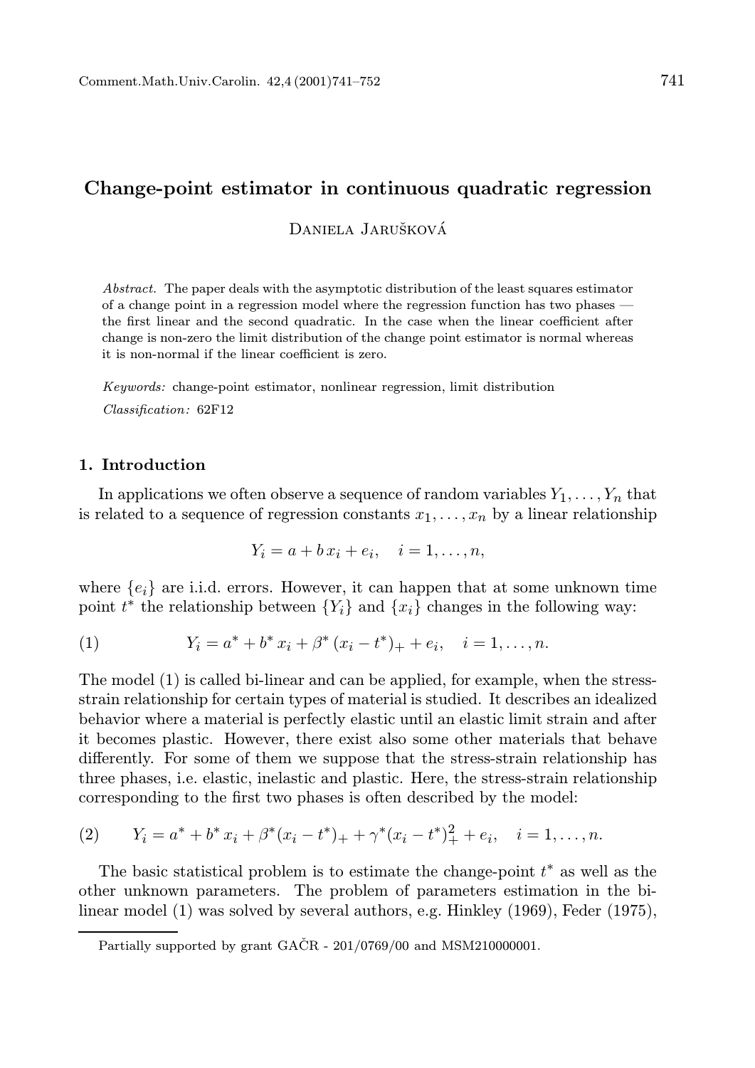# Change-point estimator in continuous quadratic regression

Daniela Jarušková

*Abstract.* The paper deals with the asymptotic distribution of the least squares estimator of a change point in a regression model where the regression function has two phases — the first linear and the second quadratic. In the case when the linear coefficient after change is non-zero the limit distribution of the change point estimator is normal whereas it is non-normal if the linear coefficient is zero.

*Keywords:* change-point estimator, nonlinear regression, limit distribution

*Classification:* 62F12

## 1. Introduction

In applications we often observe a sequence of random variables $Y_1, \dots, Y_n$ that is related to a sequence of regression constants $x_1, \dots, x_n$ by a linear relationship

$$Y_i = a + b\, x_i + e_i, \quad i = 1, \dots, n,$$

where $\{e_i\}$ are i.i.d. errors. However, it can happen that at some unknown time point $t^*$ the relationship between $\{Y_i\}$ and $\{x_i\}$ changes in the following way:

$$Y_i = a^* + b^*\, x_i + \beta^*\, (x_i - t^*)_+ + e_i, \quad i = 1, \dots, n. \tag{1}$$

The model (1) is called bi-linear and can be applied, for example, when the stress-strain relationship for certain types of material is studied. It describes an idealized behavior where a material is perfectly elastic until an elastic limit strain and after it becomes plastic. However, there exist also some other materials that behave differently. For some of them we suppose that the stress-strain relationship has three phases, i.e. elastic, inelastic and plastic. Here, the stress-strain relationship corresponding to the first two phases is often described by the model:

$$Y_i = a^* + b^*\, x_i + \beta^*(x_i - t^*)_+ + \gamma^*(x_i - t^*)_+^2 + e_i, \quad i = 1, \dots, n. \tag{2}$$

The basic statistical problem is to estimate the change-point $t^*$ as well as the other unknown parameters. The problem of parameters estimation in the bi-linear model (1) was solved by several authors, e.g. Hinkley (1969), Feder (1975),

Partially supported by grant GAČR - 201/0769/00 and MSM210000001.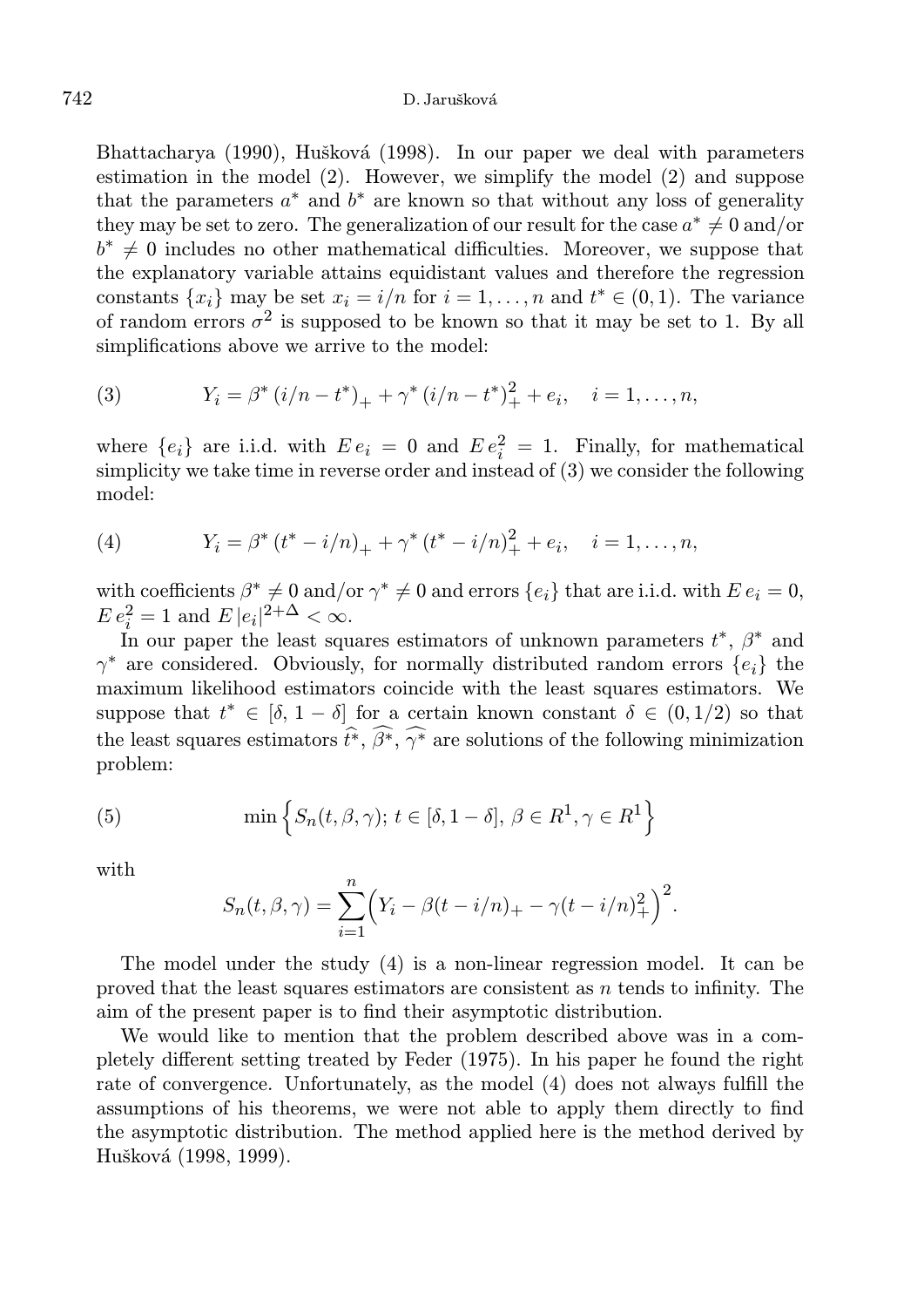Bhattacharya (1990), Hušková (1998). In our paper we deal with parameters estimation in the model (2). However, we simplify the model (2) and suppose that the parameters $a^*$ and $b^*$ are known so that without any loss of generality they may be set to zero. The generalization of our result for the case $a^* \neq 0$ and/or $b^* \neq 0$ includes no other mathematical difficulties. Moreover, we suppose that the explanatory variable attains equidistant values and therefore the regression constants $\{x_i\}$ may be set $x_i = i/n$ for $i = 1, \ldots, n$ and $t^* \in (0, 1)$. The variance of random errors $\sigma^2$ is supposed to be known so that it may be set to 1. By all simplifications above we arrive to the model:

$$
(3) \qquad Y_i = \beta^* \, (i/n - t^*)_+ + \gamma^* \, (i/n - t^*)_+^2 + e_i, \quad i = 1, \ldots, n,
$$

where $\{e_i\}$ are i.i.d. with $E\, e_i = 0$ and $E\, e_i^2 = 1$. Finally, for mathematical simplicity we take time in reverse order and instead of (3) we consider the following model:

$$
(4) \qquad Y_i = \beta^* \, (t^* - i/n)_+ + \gamma^* \, (t^* - i/n)_+^2 + e_i, \quad i = 1, \ldots, n,
$$

with coefficients $\beta^* \neq 0$ and/or $\gamma^* \neq 0$ and errors $\{e_i\}$ that are i.i.d. with $E\, e_i = 0$, $E\, e_i^2 = 1$ and $E\, |e_i|^{2+\Delta} < \infty$.

In our paper the least squares estimators of unknown parameters $t^*$, $\beta^*$ and $\gamma^*$ are considered. Obviously, for normally distributed random errors $\{e_i\}$ the maximum likelihood estimators coincide with the least squares estimators. We suppose that $t^* \in [\delta, 1 - \delta]$ for a certain known constant $\delta \in (0, 1/2)$ so that the least squares estimators $\widehat{t^*}$, $\widehat{\beta^*}$, $\widehat{\gamma^*}$ are solutions of the following minimization problem:

$$
(5) \qquad \min \Big\{ S_n(t, \beta, \gamma);\, t \in [\delta, 1 - \delta],\, \beta \in R^1, \gamma \in R^1 \Big\}
$$

with

$$
S_n(t, \beta, \gamma) = \sum_{i=1}^{n} \Big( Y_i - \beta (t - i/n)_+ - \gamma (t - i/n)_+^2 \Big)^2.
$$

The model under the study (4) is a non-linear regression model. It can be proved that the least squares estimators are consistent as $n$ tends to infinity. The aim of the present paper is to find their asymptotic distribution.

We would like to mention that the problem described above was in a completely different setting treated by Feder (1975). In his paper he found the right rate of convergence. Unfortunately, as the model (4) does not always fulfill the assumptions of his theorems, we were not able to apply them directly to find the asymptotic distribution. The method applied here is the method derived by Hušková (1998, 1999).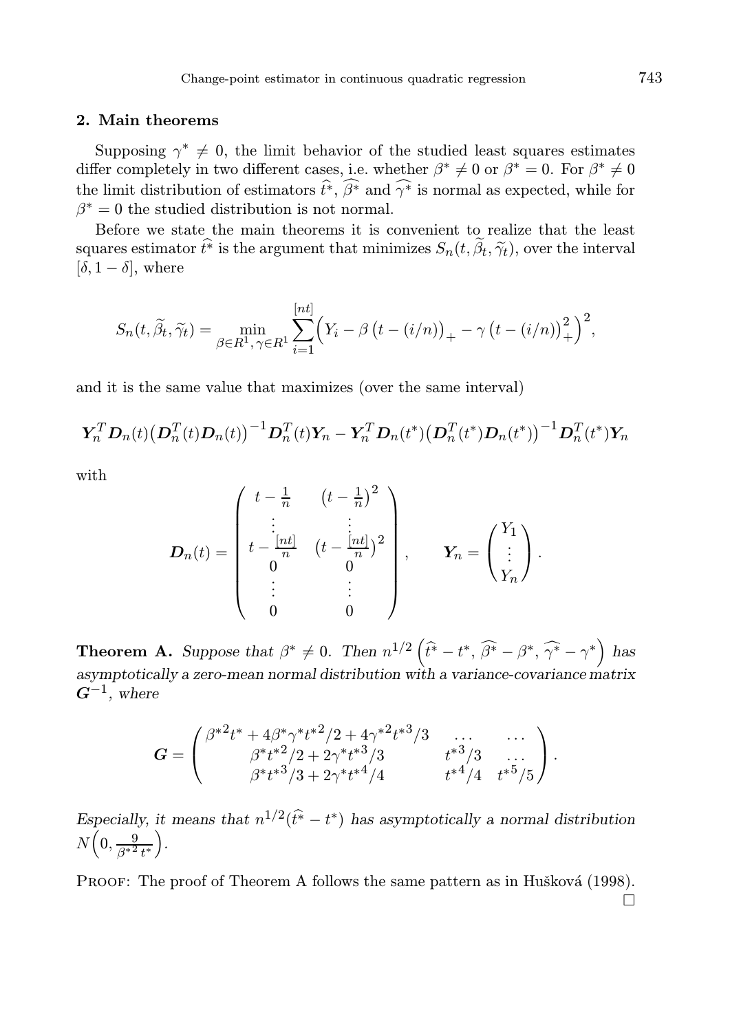## 2. Main theorems

Supposing $\gamma^* \neq 0$, the limit behavior of the studied least squares estimates differ completely in two different cases, i.e. whether $\beta^* \neq 0$ or $\beta^* = 0$. For $\beta^* \neq 0$ the limit distribution of estimators $\widehat{t^*}$, $\widehat{\beta^*}$ and $\widehat{\gamma^*}$ is normal as expected, while for $\beta^* = 0$ the studied distribution is not normal.

Before we state the main theorems it is convenient to realize that the least squares estimator $\widehat{t^*}$ is the argument that minimizes $S_n(t, \widetilde{\beta}_t, \widetilde{\gamma}_t)$, over the interval $[\delta, 1-\delta]$, where

$$S_n(t, \widetilde{\beta}_t, \widetilde{\gamma}_t) = \min_{\beta \in R^1, \gamma \in R^1} \sum_{i=1}^{[nt]} \Big( Y_i - \beta \left(t - (i/n)\right)_+ - \gamma \left(t - (i/n)\right)_+^2 \Big)^2,$$

and it is the same value that maximizes (over the same interval)

$$\boldsymbol{Y}_n^T \boldsymbol{D}_n(t) \big(\boldsymbol{D}_n^T(t) \boldsymbol{D}_n(t)\big)^{-1} \boldsymbol{D}_n^T(t) \boldsymbol{Y}_n - \boldsymbol{Y}_n^T \boldsymbol{D}_n(t^*) \big(\boldsymbol{D}_n^T(t^*) \boldsymbol{D}_n(t^*)\big)^{-1} \boldsymbol{D}_n^T(t^*) \boldsymbol{Y}_n$$

with

$$\boldsymbol{D}_n(t) = \begin{pmatrix} t - \frac{1}{n} & \left(t - \frac{1}{n}\right)^2 \\ \vdots & \vdots \\ t - \frac{[nt]}{n} & \left(t - \frac{[nt]}{n}\right)^2 \\ 0 & 0 \\ \vdots & \vdots \\ 0 & 0 \end{pmatrix}, \qquad \boldsymbol{Y}_n = \begin{pmatrix} Y_1 \\ \vdots \\ Y_n \end{pmatrix}.$$

**Theorem A.** *Suppose that $\beta^* \neq 0$. Then $n^{1/2}\left(\widehat{t^*} - t^*, \widehat{\beta^*} - \beta^*, \widehat{\gamma^*} - \gamma^*\right)$ has asymptotically a zero-mean normal distribution with a variance-covariance matrix $\boldsymbol{G}^{-1}$, where*

$$\boldsymbol{G} = \begin{pmatrix} {\beta^*}^2 t^* + 4\beta^* \gamma^* {t^*}^2/2 + 4{\gamma^*}^2 {t^*}^3/3 & \dots & \dots \\ \beta^* {t^*}^2/2 + 2\gamma^* {t^*}^3/3 & {t^*}^3/3 & \dots \\ \beta^* {t^*}^3/3 + 2\gamma^* {t^*}^4/4 & {t^*}^4/4 & {t^*}^5/5 \end{pmatrix}.$$

*Especially, it means that $n^{1/2}(\widehat{t^*} - t^*)$ has asymptotically a normal distribution $N\Big(0, \frac{9}{{\beta^*}^2 t^*}\Big)$.*

Proof: The proof of Theorem A follows the same pattern as in Hušková (1998). □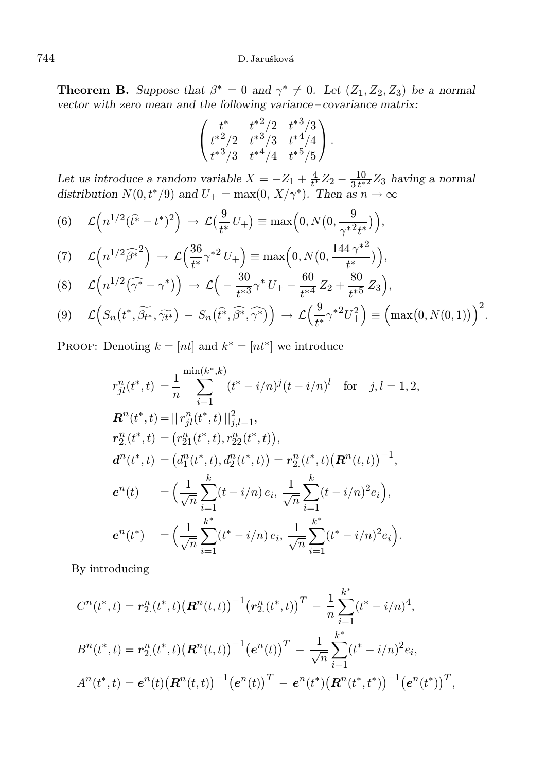**Theorem B.** *Suppose that $\beta^* = 0$ and $\gamma^* \neq 0$. Let $(Z_1, Z_2, Z_3)$ be a normal vector with zero mean and the following variance–covariance matrix:*

$$
\begin{pmatrix} t^* & {t^*}^2/2 & {t^*}^3/3 \\ {t^*}^2/2 & {t^*}^3/3 & {t^*}^4/4 \\ {t^*}^3/3 & {t^*}^4/4 & {t^*}^5/5 \end{pmatrix}.
$$

*Let us introduce a random variable $X = -Z_1 + \frac{4}{t^*} Z_2 - \frac{10}{3\,{t^*}^2} Z_3$ having a normal distribution $N(0, t^*/9)$ and $U_+ = \max(0,\ X/\gamma^*)$. Then as $n \to \infty$*

$$
\mathcal{L}\Big(n^{1/2}(\widehat{t^*} - t^*)^2\Big) \to \mathcal{L}\big(\frac{9}{t^*}\, U_+\big) \equiv \max\Big(0, N\big(0, \frac{9}{{\gamma^*}^2 t^*}\big)\Big), \tag{6}
$$

$$
\mathcal{L}\Big(n^{1/2}\widehat{\beta^*}^2\Big) \to \mathcal{L}\Big(\frac{36}{t^*}{\gamma^*}^2\, U_+\Big) \equiv \max\Big(0, N\big(0, \frac{144\,{\gamma^*}^2}{t^*}\big)\Big), \tag{7}
$$

$$
\mathcal{L}\Big(n^{1/2}\big(\widehat{\gamma^*} - \gamma^*\big)\Big) \to \mathcal{L}\Big(-\frac{30}{{t^*}^3}\gamma^*\, U_+ - \frac{60}{{t^*}^4}\, Z_2 + \frac{80}{{t^*}^5}\, Z_3\Big), \tag{8}
$$

$$
\mathcal{L}\Big(S_n\big(t^*, \widetilde{\beta_{t^*}}, \widetilde{\gamma_{t^*}}\big) - S_n\big(\widehat{t^*}, \widehat{\beta^*}, \widehat{\gamma^*}\big)\Big) \to \mathcal{L}\Big(\frac{9}{t^*}{\gamma^*}^2 U_+^2\Big) \equiv \Big(\max\big(0, N(0,1)\big)\Big)^2. \tag{9}
$$

Proof: Denoting $k = [nt]$ and $k^* = [nt^*]$ we introduce

$$
\begin{aligned}
r_{jl}^n(t^*, t) &= \frac{1}{n} \sum_{i=1}^{\min(k^*, k)} (t^* - i/n)^j (t - i/n)^l \quad \text{for} \quad j, l = 1, 2, \\
\boldsymbol{R}^n(t^*, t) &= \|\, r_{jl}^n(t^*, t)\, \|_{j,l=1}^2, \\
\boldsymbol{r}_{2.}^n(t^*, t) &= \big(r_{21}^n(t^*, t), r_{22}^n(t^*, t)\big), \\
\boldsymbol{d}^n(t^*, t) &= \big(d_1^n(t^*, t), d_2^n(t^*, t)\big) = \boldsymbol{r}_{2.}^n(t^*, t)\big(\boldsymbol{R}^n(t, t)\big)^{-1}, \\
\boldsymbol{e}^n(t) &= \Big(\frac{1}{\sqrt{n}} \sum_{i=1}^{k} (t - i/n)\, e_i,\ \frac{1}{\sqrt{n}} \sum_{i=1}^{k} (t - i/n)^2 e_i\Big), \\
\boldsymbol{e}^n(t^*) &= \Big(\frac{1}{\sqrt{n}} \sum_{i=1}^{k^*} (t^* - i/n)\, e_i,\ \frac{1}{\sqrt{n}} \sum_{i=1}^{k^*} (t^* - i/n)^2 e_i\Big).
\end{aligned}
$$

By introducing

$$
\begin{aligned}
C^n(t^*, t) &= \boldsymbol{r}_{2.}^n(t^*, t)\big(\boldsymbol{R}^n(t, t)\big)^{-1}\big(\boldsymbol{r}_{2.}^n(t^*, t)\big)^T - \frac{1}{n}\sum_{i=1}^{k^*} (t^* - i/n)^4, \\
B^n(t^*, t) &= \boldsymbol{r}_{2.}^n(t^*, t)\big(\boldsymbol{R}^n(t, t)\big)^{-1}\big(\boldsymbol{e}^n(t)\big)^T - \frac{1}{\sqrt{n}}\sum_{i=1}^{k^*} (t^* - i/n)^2 e_i, \\
A^n(t^*, t) &= \boldsymbol{e}^n(t)\big(\boldsymbol{R}^n(t, t)\big)^{-1}\big(\boldsymbol{e}^n(t)\big)^T - \boldsymbol{e}^n(t^*)\big(\boldsymbol{R}^n(t^*, t^*)\big)^{-1}\big(\boldsymbol{e}^n(t^*)\big)^T,
\end{aligned}
$$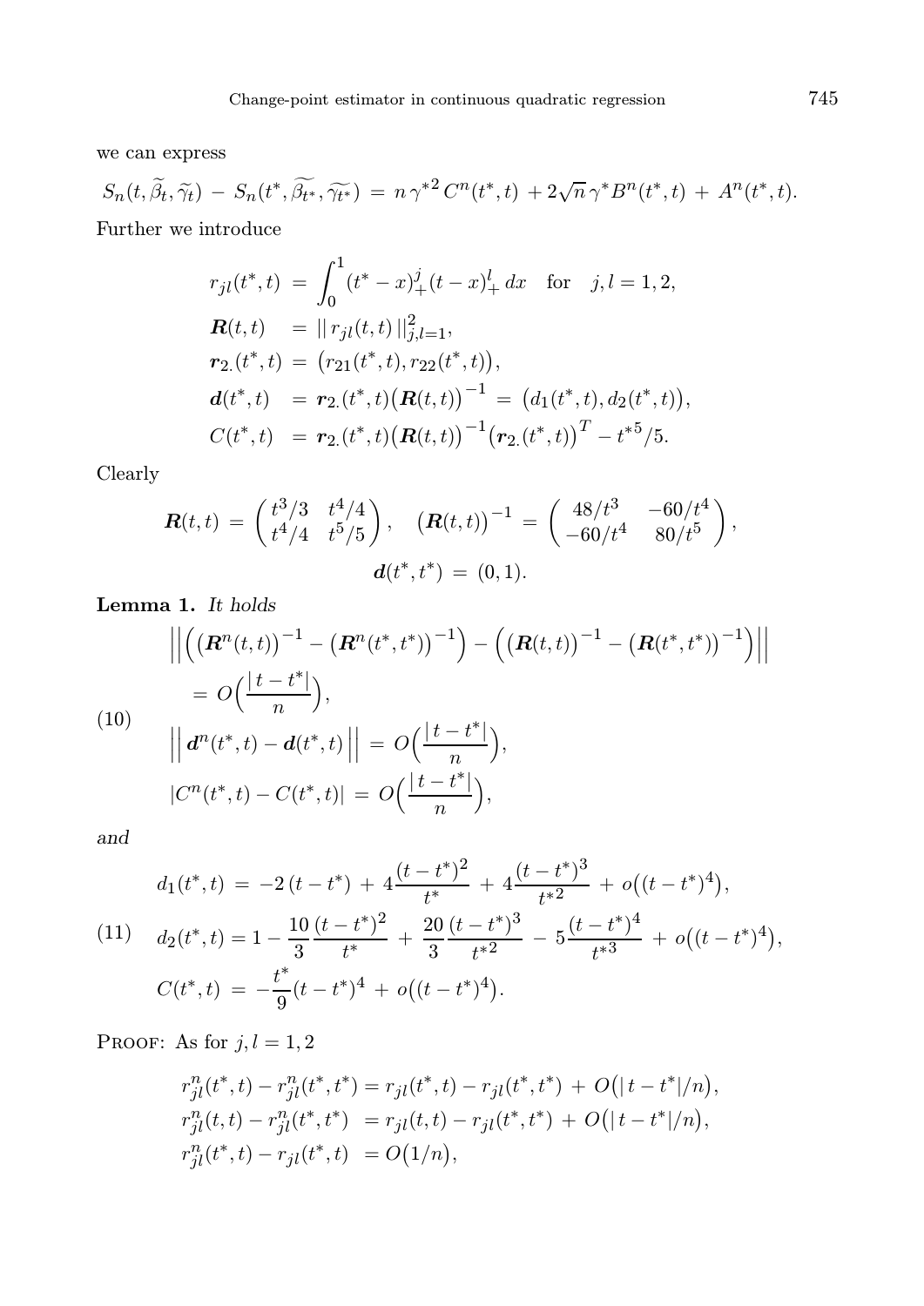we can express

$$S_n(t, \widetilde{\beta}_t, \widetilde{\gamma}_t) \,-\, S_n(t^*, \widetilde{\beta_{t^*}}, \widetilde{\gamma_{t^*}}) \,=\, n\,\gamma^{*2}\,C^n(t^*, t) \,+ 2\sqrt{n}\,\gamma^* B^n(t^*, t) \,+\, A^n(t^*, t).$$

Further we introduce

$$\begin{aligned}
r_{jl}(t^*, t) \;&=\; \int_0^1 (t^* - x)_+^j (t - x)_+^l \, dx \quad \text{for} \quad j, l = 1, 2, \\
\boldsymbol{R}(t, t) \;&=\; ||\, r_{jl}(t, t)\,||_{j,l=1}^2, \\
\boldsymbol{r}_{2.}(t^*, t) \;&=\; \big(r_{21}(t^*, t), r_{22}(t^*, t)\big), \\
\boldsymbol{d}(t^*, t) \;&=\; \boldsymbol{r}_{2.}(t^*, t)\big(\boldsymbol{R}(t, t)\big)^{-1} \,=\, \big(d_1(t^*, t), d_2(t^*, t)\big), \\
C(t^*, t) \;&=\; \boldsymbol{r}_{2.}(t^*, t)\big(\boldsymbol{R}(t, t)\big)^{-1}\big(\boldsymbol{r}_{2.}(t^*, t)\big)^T - t^{*5}/5.
\end{aligned}$$

Clearly

$$\boldsymbol{R}(t, t) \,=\, \begin{pmatrix} t^3/3 & t^4/4 \\ t^4/4 & t^5/5 \end{pmatrix}, \quad \big(\boldsymbol{R}(t, t)\big)^{-1} \,=\, \begin{pmatrix} 48/t^3 & -60/t^4 \\ -60/t^4 & 80/t^5 \end{pmatrix},$$

$$\boldsymbol{d}(t^*, t^*) \,=\, (0, 1).$$

**Lemma 1.** *It holds*

$$\begin{aligned}
&\Big|\Big|\Big(\big(\boldsymbol{R}^n(t, t)\big)^{-1} - \big(\boldsymbol{R}^n(t^*, t^*)\big)^{-1}\Big) - \Big(\big(\boldsymbol{R}(t, t)\big)^{-1} - \big(\boldsymbol{R}(t^*, t^*)\big)^{-1}\Big)\Big|\Big| \\
&\quad = O\Big(\frac{|\,t - t^*|}{n}\Big), \\
&\Big|\Big|\, \boldsymbol{d}^n(t^*, t) - \boldsymbol{d}(t^*, t)\,\Big|\Big| \,=\, O\Big(\frac{|\,t - t^*|}{n}\Big), \\
&|C^n(t^*, t) - C(t^*, t)| \,=\, O\Big(\frac{|\,t - t^*|}{n}\Big),
\end{aligned} \tag{10}$$

*and*

$$\begin{aligned}
d_1(t^*, t) \,&=\, -2\,(t - t^*) \,+\, 4\frac{(t - t^*)^2}{t^*} \,+\, 4\frac{(t - t^*)^3}{t^{*2}} \,+\, o\big((t - t^*)^4\big), \\
d_2(t^*, t) &= 1 - \frac{10}{3}\frac{(t - t^*)^2}{t^*} \,+\, \frac{20}{3}\frac{(t - t^*)^3}{t^{*2}} \,-\, 5\frac{(t - t^*)^4}{t^{*3}} \,+\, o\big((t - t^*)^4\big), \\
C(t^*, t) \,&=\, -\frac{t^*}{9}(t - t^*)^4 \,+\, o\big((t - t^*)^4\big).
\end{aligned} \tag{11}$$

Proof: As for $j, l = 1, 2$

$$\begin{aligned}
r_{jl}^n(t^*, t) - r_{jl}^n(t^*, t^*) &= r_{jl}(t^*, t) - r_{jl}(t^*, t^*) \,+\, O\big(|\,t - t^*|/n\big), \\
r_{jl}^n(t, t) - r_{jl}^n(t^*, t^*) \;&= r_{jl}(t, t) - r_{jl}(t^*, t^*) \,+\, O\big(|\,t - t^*|/n\big), \\
r_{jl}^n(t^*, t) - r_{jl}(t^*, t) \;&= O\big(1/n\big),
\end{aligned}$$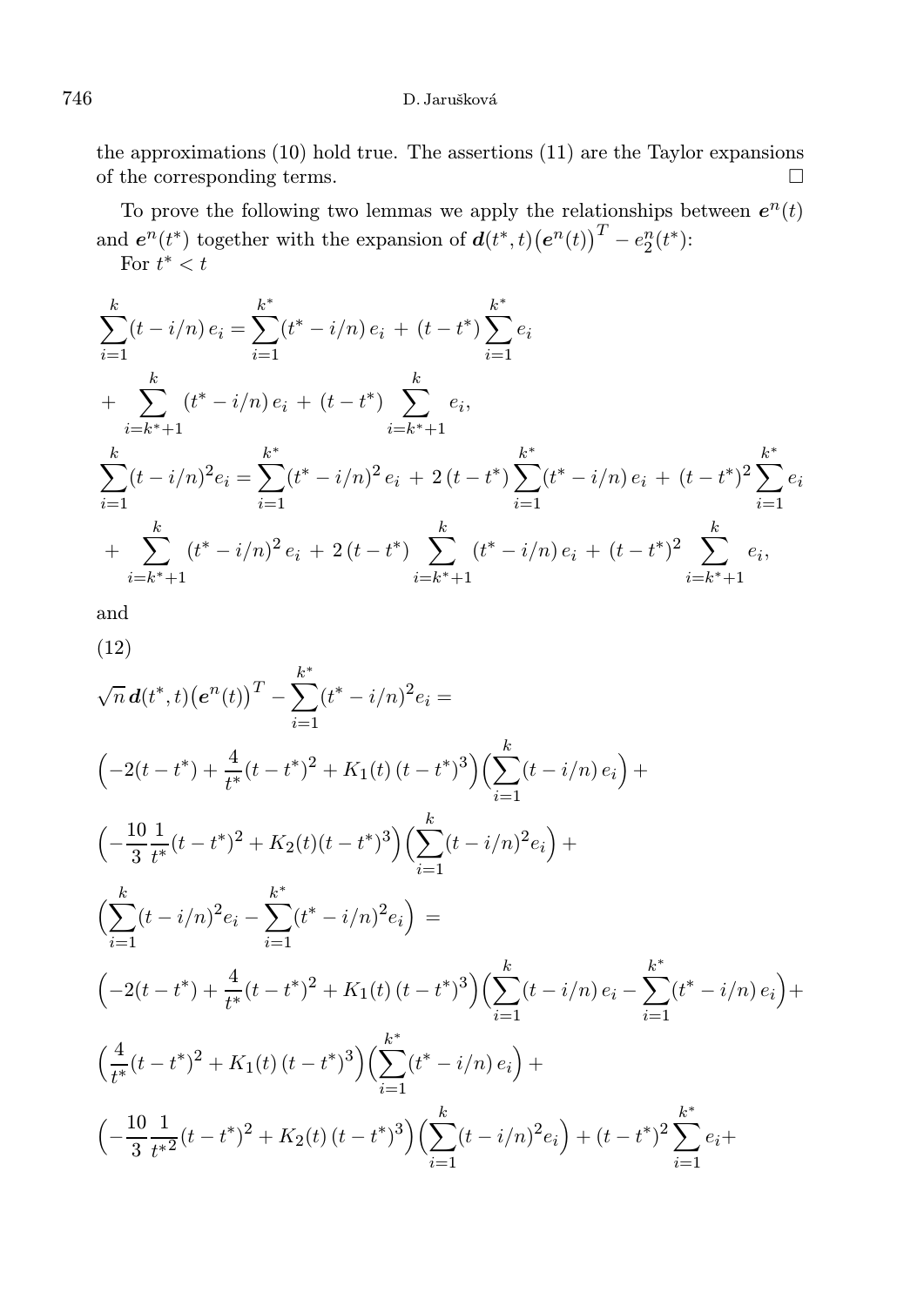the approximations (10) hold true. The assertions (11) are the Taylor expansions of the corresponding terms. $\square$

To prove the following two lemmas we apply the relationships between $\boldsymbol{e}^n(t)$ and $\boldsymbol{e}^n(t^*)$ together with the expansion of $\boldsymbol{d}(t^*,t)\big(\boldsymbol{e}^n(t)\big)^T - e_2^n(t^*)$:
For $t^* < t$

$$
\sum_{i=1}^{k}(t-i/n)\,e_i = \sum_{i=1}^{k^*}(t^*-i/n)\,e_i \,+\, (t-t^*)\sum_{i=1}^{k^*} e_i
$$

$$
+\, \sum_{i=k^*+1}^{k}(t^*-i/n)\,e_i \,+\, (t-t^*)\sum_{i=k^*+1}^{k} e_i,
$$

$$
\sum_{i=1}^{k}(t-i/n)^2 e_i = \sum_{i=1}^{k^*}(t^*-i/n)^2\,e_i \,+\, 2\,(t-t^*)\sum_{i=1}^{k^*}(t^*-i/n)\,e_i \,+\, (t-t^*)^2\sum_{i=1}^{k^*} e_i
$$

$$
+\, \sum_{i=k^*+1}^{k}(t^*-i/n)^2\,e_i \,+\, 2\,(t-t^*)\sum_{i=k^*+1}^{k}(t^*-i/n)\,e_i \,+\, (t-t^*)^2\sum_{i=k^*+1}^{k} e_i,
$$

and

(12)

$$
\sqrt{n}\,\boldsymbol{d}(t^*,t)\big(\boldsymbol{e}^n(t)\big)^T - \sum_{i=1}^{k^*}(t^*-i/n)^2 e_i =
$$

$$
\Big(-2(t-t^*) + \frac{4}{t^*}(t-t^*)^2 + K_1(t)\,(t-t^*)^3\Big)\Big(\sum_{i=1}^{k}(t-i/n)\,e_i\Big) +
$$

$$
\Big(-\frac{10}{3}\frac{1}{t^*}(t-t^*)^2 + K_2(t)(t-t^*)^3\Big)\Big(\sum_{i=1}^{k}(t-i/n)^2 e_i\Big) +
$$

$$
\Big(\sum_{i=1}^{k}(t-i/n)^2 e_i - \sum_{i=1}^{k^*}(t^*-i/n)^2 e_i\Big) \;=
$$

$$
\Big(-2(t-t^*) + \frac{4}{t^*}(t-t^*)^2 + K_1(t)\,(t-t^*)^3\Big)\Big(\sum_{i=1}^{k}(t-i/n)\,e_i - \sum_{i=1}^{k^*}(t^*-i/n)\,e_i\Big) +
$$

$$
\Big(\frac{4}{t^*}(t-t^*)^2 + K_1(t)\,(t-t^*)^3\Big)\Big(\sum_{i=1}^{k^*}(t^*-i/n)\,e_i\Big) +
$$

$$
\Big(-\frac{10}{3}\frac{1}{t^{*2}}(t-t^*)^2 + K_2(t)\,(t-t^*)^3\Big)\Big(\sum_{i=1}^{k}(t-i/n)^2 e_i\Big) + (t-t^*)^2\sum_{i=1}^{k^*} e_i +
$$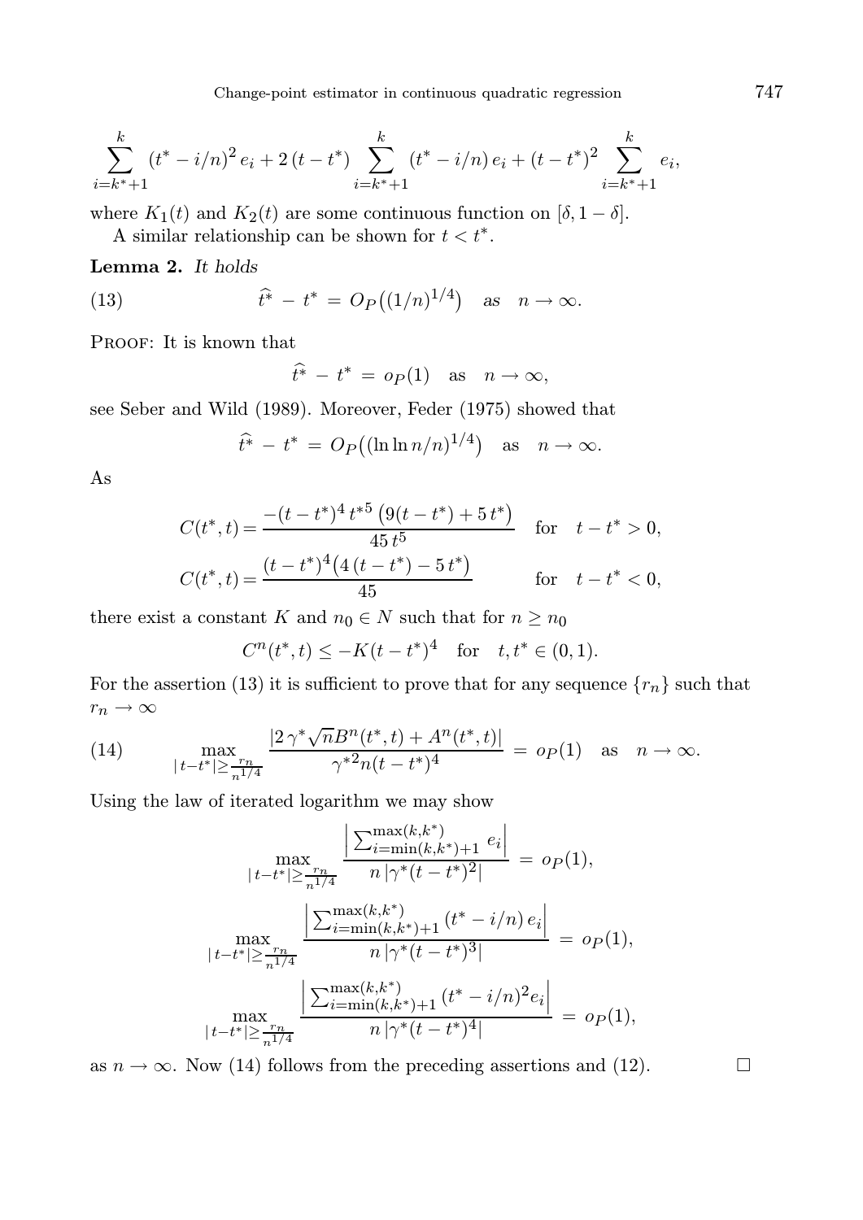$$\sum_{i=k^*+1}^{k} (t^* - i/n)^2 e_i + 2(t - t^*) \sum_{i=k^*+1}^{k} (t^* - i/n) e_i + (t - t^*)^2 \sum_{i=k^*+1}^{k} e_i,$$

where $K_1(t)$ and $K_2(t)$ are some continuous function on $[\delta, 1-\delta]$.

A similar relationship can be shown for $t < t^*$.

**Lemma 2.** *It holds*

$$\widehat{t^*} - t^* = O_P\big((1/n)^{1/4}\big) \quad \text{as} \quad n \to \infty. \tag{13}$$

Proof: It is known that

$$\widehat{t^*} - t^* = o_P(1) \quad \text{as} \quad n \to \infty,$$

see Seber and Wild (1989). Moreover, Feder (1975) showed that

$$\widehat{t^*} - t^* = O_P\big((\ln\ln n/n)^{1/4}\big) \quad \text{as} \quad n \to \infty.$$

As

$$C(t^*, t) = \frac{-(t-t^*)^4 \, t^{*5} \left(9(t-t^*) + 5\, t^*\right)}{45\, t^5} \quad \text{for} \quad t - t^* > 0,$$

$$C(t^*, t) = \frac{(t-t^*)^4 \big(4\,(t-t^*) - 5\, t^*\big)}{45} \qquad \text{for} \quad t - t^* < 0,$$

there exist a constant $K$ and $n_0 \in N$ such that for $n \geq n_0$

$$C^n(t^*, t) \leq -K(t-t^*)^4 \quad \text{for} \quad t, t^* \in (0,1).$$

For the assertion (13) it is sufficient to prove that for any sequence $\{r_n\}$ such that $r_n \to \infty$

$$\max_{|t-t^*| \geq \frac{r_n}{n^{1/4}}} \frac{|2\,\gamma^* \sqrt{n} B^n(t^*, t) + A^n(t^*, t)|}{\gamma^{*2} n (t-t^*)^4} = o_P(1) \quad \text{as} \quad n \to \infty. \tag{14}$$

Using the law of iterated logarithm we may show

$$\max_{|t-t^*| \geq \frac{r_n}{n^{1/4}}} \frac{\left|\sum_{i=\min(k,k^*)+1}^{\max(k,k^*)} e_i\right|}{n\,|\gamma^*(t-t^*)^2|} = o_P(1),$$

$$\max_{|t-t^*| \geq \frac{r_n}{n^{1/4}}} \frac{\left|\sum_{i=\min(k,k^*)+1}^{\max(k,k^*)} (t^* - i/n)\, e_i\right|}{n\,|\gamma^*(t-t^*)^3|} = o_P(1),$$

$$\max_{|t-t^*| \geq \frac{r_n}{n^{1/4}}} \frac{\left|\sum_{i=\min(k,k^*)+1}^{\max(k,k^*)} (t^* - i/n)^2 e_i\right|}{n\,|\gamma^*(t-t^*)^4|} = o_P(1),$$

as $n \to \infty$. Now (14) follows from the preceding assertions and (12). $\square$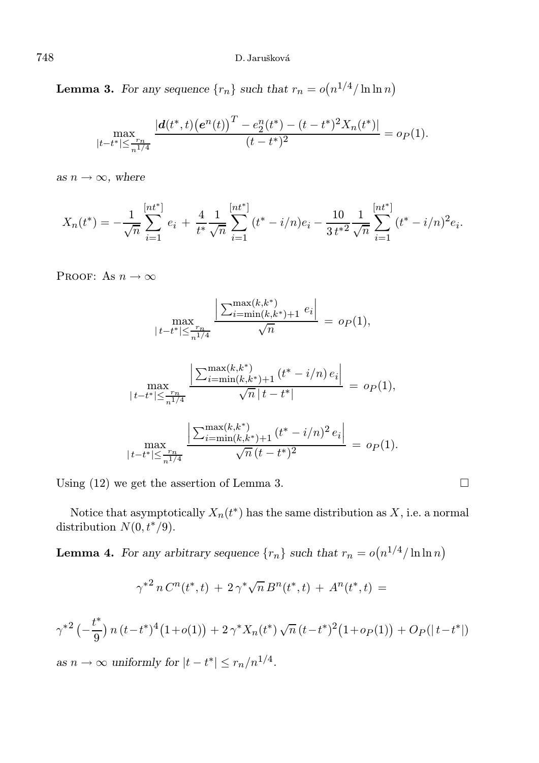**Lemma 3.** *For any sequence $\{r_n\}$ such that $r_n = o\big(n^{1/4}/\ln\ln n\big)$*

$$\max_{|t-t^*|\le \frac{r_n}{n^{1/4}}} \frac{|\boldsymbol{d}(t^*,t)\big(\boldsymbol{e}^n(t)\big)^T - e_2^n(t^*) - (t-t^*)^2 X_n(t^*)|}{(t-t^*)^2} = o_P(1).$$

*as $n\to\infty$, where*

$$X_n(t^*) = -\frac{1}{\sqrt{n}}\sum_{i=1}^{[nt^*]} e_i \,+\, \frac{4}{t^*}\frac{1}{\sqrt{n}}\sum_{i=1}^{[nt^*]} (t^*-i/n)e_i - \frac{10}{3\,t^{*2}}\frac{1}{\sqrt{n}}\sum_{i=1}^{[nt^*]} (t^*-i/n)^2 e_i.$$

Proof: As $n\to\infty$

$$\max_{|\,t-t^*|\le \frac{r_n}{n^{1/4}}} \frac{\Big|\sum_{i=\min(k,k^*)+1}^{\max(k,k^*)} e_i\Big|}{\sqrt{n}} \,=\, o_P(1),$$

$$\max_{|\,t-t^*|\le \frac{r_n}{n^{1/4}}} \frac{\Big|\sum_{i=\min(k,k^*)+1}^{\max(k,k^*)} (t^*-i/n)\, e_i\Big|}{\sqrt{n}\,|\,t-t^*|} \,=\, o_P(1),$$

$$\max_{|\,t-t^*|\le \frac{r_n}{n^{1/4}}} \frac{\Big|\sum_{i=\min(k,k^*)+1}^{\max(k,k^*)} (t^*-i/n)^2\, e_i\Big|}{\sqrt{n}\,(t-t^*)^2} \,=\, o_P(1).$$

Using (12) we get the assertion of Lemma 3. □

Notice that asymptotically $X_n(t^*)$ has the same distribution as $X$, i.e. a normal distribution $N(0, t^*/9)$.

**Lemma 4.** *For any arbitrary sequence $\{r_n\}$ such that $r_n = o\big(n^{1/4}/\ln\ln n\big)$*

$$\gamma^{*2}\, n\, C^n(t^*,t) \,+\, 2\,\gamma^*\sqrt{n}\, B^n(t^*,t) \,+\, A^n(t^*,t) \,=$$

$$\gamma^{*2}\Big(-\frac{t^*}{9}\Big)\, n\,(t-t^*)^4\big(1+o(1)\big) + 2\,\gamma^* X_n(t^*)\,\sqrt{n}\,(t-t^*)^2\big(1+o_P(1)\big) + O_P(|\,t-t^*|)$$

*as $n\to\infty$ uniformly for $|t-t^*|\le r_n/n^{1/4}$.*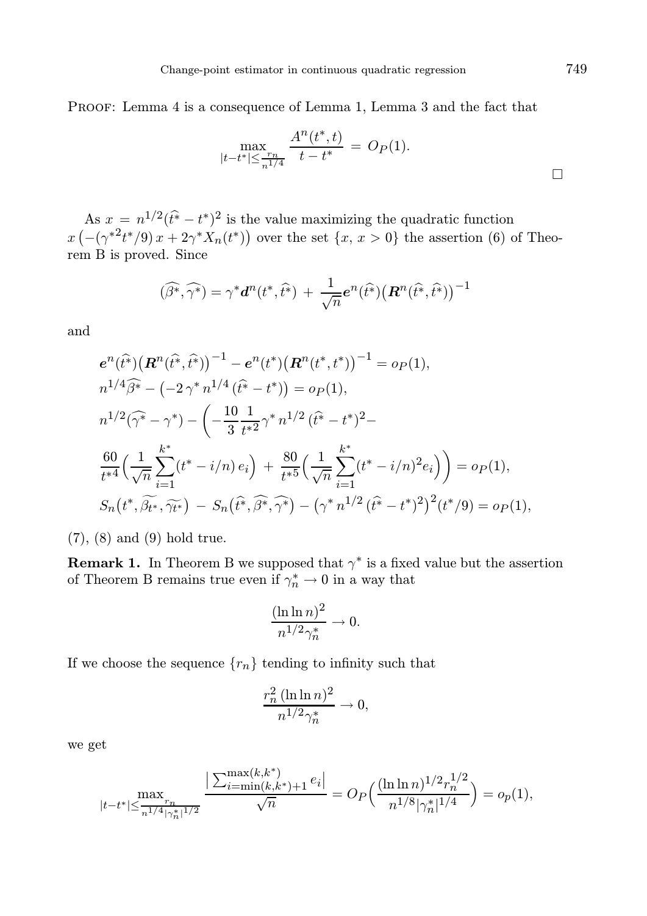PROOF: Lemma 4 is a consequence of Lemma 1, Lemma 3 and the fact that

$$\max_{|t-t^*|\le \frac{r_n}{n^{1/4}}} \frac{A^n(t^*,t)}{t-t^*} = O_P(1).$$

□

As $x = n^{1/2}(\widehat{t^*} - t^*)^2$ is the value maximizing the quadratic function $x\left(-({\gamma^*}^2 t^*/9)\, x + 2\gamma^* X_n(t^*)\right)$ over the set $\{x,\ x>0\}$ the assertion (6) of Theorem B is proved. Since

$$(\widehat{\beta^*}, \widehat{\gamma^*}) = \gamma^* \boldsymbol{d}^n(t^*, \widehat{t^*}) + \frac{1}{\sqrt{n}} \boldsymbol{e}^n(\widehat{t^*}) \big(\boldsymbol{R}^n(\widehat{t^*}, \widehat{t^*})\big)^{-1}$$

and

$$\begin{aligned}
&\boldsymbol{e}^n(\widehat{t^*})\big(\boldsymbol{R}^n(\widehat{t^*},\widehat{t^*})\big)^{-1} - \boldsymbol{e}^n(t^*)\big(\boldsymbol{R}^n(t^*,t^*)\big)^{-1} = o_P(1),\\
&n^{1/4}\widehat{\beta^*} - \left(-2\,\gamma^*\, n^{1/4}\,(\widehat{t^*} - t^*)\right) = o_P(1),\\
&n^{1/2}(\widehat{\gamma^*} - \gamma^*) - \bigg(-\frac{10}{3}\frac{1}{{t^*}^2}\gamma^*\, n^{1/2}\,(\widehat{t^*} - t^*)^2 - \\
&\frac{60}{{t^*}^4}\Big(\frac{1}{\sqrt{n}}\sum_{i=1}^{k^*}(t^* - i/n)\, e_i\Big) + \frac{80}{{t^*}^5}\Big(\frac{1}{\sqrt{n}}\sum_{i=1}^{k^*}(t^* - i/n)^2 e_i\Big)\bigg) = o_P(1),\\
&S_n\big(t^*, \widetilde{\beta_{t^*}}, \widetilde{\gamma_{t^*}}\big) - S_n\big(\widehat{t^*}, \widehat{\beta^*}, \widehat{\gamma^*}\big) - \big(\gamma^*\, n^{1/2}\,(\widehat{t^*} - t^*)^2\big)^2 (t^*/9) = o_P(1),
\end{aligned}$$

(7), (8) and (9) hold true.

**Remark 1.** In Theorem B we supposed that $\gamma^*$ is a fixed value but the assertion of Theorem B remains true even if $\gamma_n^* \to 0$ in a way that

$$\frac{(\ln\ln n)^2}{n^{1/2}\gamma_n^*} \to 0.$$

If we choose the sequence $\{r_n\}$ tending to infinity such that

$$\frac{r_n^2\,(\ln\ln n)^2}{n^{1/2}\gamma_n^*} \to 0,$$

we get

$$\max_{|t-t^*|\le \frac{r_n}{n^{1/4}|\gamma_n^*|^{1/2}}} \frac{\big|\sum_{i=\min(k,k^*)+1}^{\max(k,k^*)} e_i\big|}{\sqrt{n}} = O_P\Big(\frac{(\ln\ln n)^{1/2} r_n^{1/2}}{n^{1/8}|\gamma_n^*|^{1/4}}\Big) = o_p(1),$$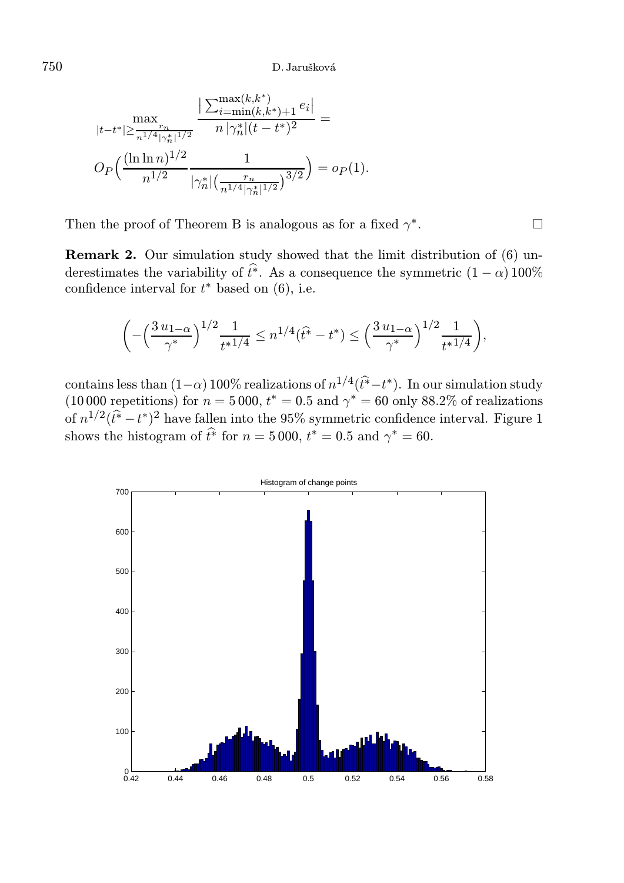$$\max_{|t-t^*|\geq \frac{r_n}{n^{1/4}|\gamma_n^*|^{1/2}}} \frac{\left|\sum_{i=\min(k,k^*)+1}^{\max(k,k^*)} e_i\right|}{n\,|\gamma_n^*|(t-t^*)^2} =$$

$$O_P\Big(\frac{(\ln\ln n)^{1/2}}{n^{1/2}} \frac{1}{|\gamma_n^*|\big(\frac{r_n}{n^{1/4}|\gamma_n^*|^{1/2}}\big)^{3/2}}\Big) = o_P(1).$$

Then the proof of Theorem B is analogous as for a fixed $\gamma^*$. $\square$

**Remark 2.** Our simulation study showed that the limit distribution of (6) underestimates the variability of $\widehat{t^*}$. As a consequence the symmetric $(1-\alpha)\,100\%$ confidence interval for $t^*$ based on (6), i.e.

$$\bigg(-\Big(\frac{3\,u_{1-\alpha}}{\gamma^*}\Big)^{1/2}\frac{1}{t^{*1/4}} \leq n^{1/4}(\widehat{t^*}-t^*) \leq \Big(\frac{3\,u_{1-\alpha}}{\gamma^*}\Big)^{1/2}\frac{1}{t^{*1/4}}\bigg),$$

contains less than $(1-\alpha)\,100\%$ realizations of $n^{1/4}(\widehat{t^*}-t^*)$. In our simulation study (10 000 repetitions) for $n = 5\,000$, $t^* = 0.5$ and $\gamma^* = 60$ only 88.2% of realizations of $n^{1/2}(\widehat{t^*}-t^*)^2$ have fallen into the 95% symmetric confidence interval. Figure 1 shows the histogram of $\widehat{t^*}$ for $n = 5\,000$, $t^* = 0.5$ and $\gamma^* = 60$.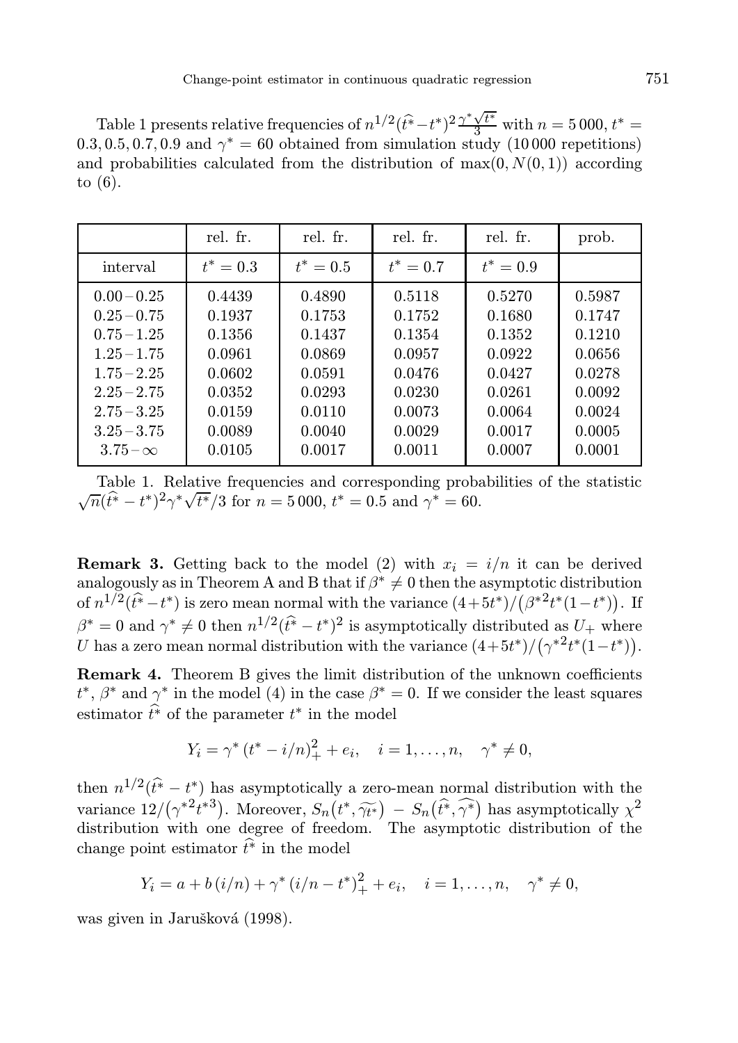Table 1 presents relative frequencies of $n^{1/2}(\widehat{t^*}-t^*)^2\frac{\gamma^*\sqrt{t^*}}{3}$ with $n = 5\,000$, $t^* = 0.3, 0.5, 0.7, 0.9$ and $\gamma^* = 60$ obtained from simulation study (10 000 repetitions) and probabilities calculated from the distribution of $\max(0, N(0,1))$ according to (6).

| | rel. fr. | rel. fr. | rel. fr. | rel. fr. | prob. |
|---|---|---|---|---|---|
| interval | $t^* = 0.3$ | $t^* = 0.5$ | $t^* = 0.7$ | $t^* = 0.9$ | |
| $0.00 - 0.25$ | 0.4439 | 0.4890 | 0.5118 | 0.5270 | 0.5987 |
| $0.25 - 0.75$ | 0.1937 | 0.1753 | 0.1752 | 0.1680 | 0.1747 |
| $0.75 - 1.25$ | 0.1356 | 0.1437 | 0.1354 | 0.1352 | 0.1210 |
| $1.25 - 1.75$ | 0.0961 | 0.0869 | 0.0957 | 0.0922 | 0.0656 |
| $1.75 - 2.25$ | 0.0602 | 0.0591 | 0.0476 | 0.0427 | 0.0278 |
| $2.25 - 2.75$ | 0.0352 | 0.0293 | 0.0230 | 0.0261 | 0.0092 |
| $2.75 - 3.25$ | 0.0159 | 0.0110 | 0.0073 | 0.0064 | 0.0024 |
| $3.25 - 3.75$ | 0.0089 | 0.0040 | 0.0029 | 0.0017 | 0.0005 |
| $3.75 - \infty$ | 0.0105 | 0.0017 | 0.0011 | 0.0007 | 0.0001 |

Table 1. Relative frequencies and corresponding probabilities of the statistic $\sqrt{n}(\widehat{t^*} - t^*)^2\gamma^*\sqrt{t^*}/3$ for $n = 5\,000$, $t^* = 0.5$ and $\gamma^* = 60$.

**Remark 3.** Getting back to the model (2) with $x_i = i/n$ it can be derived analogously as in Theorem A and B that if $\beta^* \neq 0$ then the asymptotic distribution of $n^{1/2}(\widehat{t^*}-t^*)$ is zero mean normal with the variance $(4+5t^*)/\big(\beta^{*2}t^*(1-t^*)\big)$. If $\beta^* = 0$ and $\gamma^* \neq 0$ then $n^{1/2}(\widehat{t^*} - t^*)^2$ is asymptotically distributed as $U_+$ where $U$ has a zero mean normal distribution with the variance $(4+5t^*)/\big(\gamma^{*2}t^*(1-t^*)\big)$.

**Remark 4.** Theorem B gives the limit distribution of the unknown coefficients $t^*$, $\beta^*$ and $\gamma^*$ in the model (4) in the case $\beta^* = 0$. If we consider the least squares estimator $\widehat{t^*}$ of the parameter $t^*$ in the model

$$Y_i = \gamma^*\,(t^* - i/n)_+^2 + e_i, \quad i = 1, \dots, n, \quad \gamma^* \neq 0,$$

then $n^{1/2}(\widehat{t^*} - t^*)$ has asymptotically a zero-mean normal distribution with the variance $12/\big(\gamma^{*2}t^{*3}\big)$. Moreover, $S_n\big(t^*, \widetilde{\gamma_{t^*}}\big) - S_n\big(\widehat{t^*}, \widehat{\gamma^*}\big)$ has asymptotically $\chi^2$ distribution with one degree of freedom. The asymptotic distribution of the change point estimator $\widehat{t^*}$ in the model

$$Y_i = a + b\,(i/n) + \gamma^*\,(i/n - t^*)_+^2 + e_i, \quad i = 1, \dots, n, \quad \gamma^* \neq 0,$$

was given in Jarušková (1998).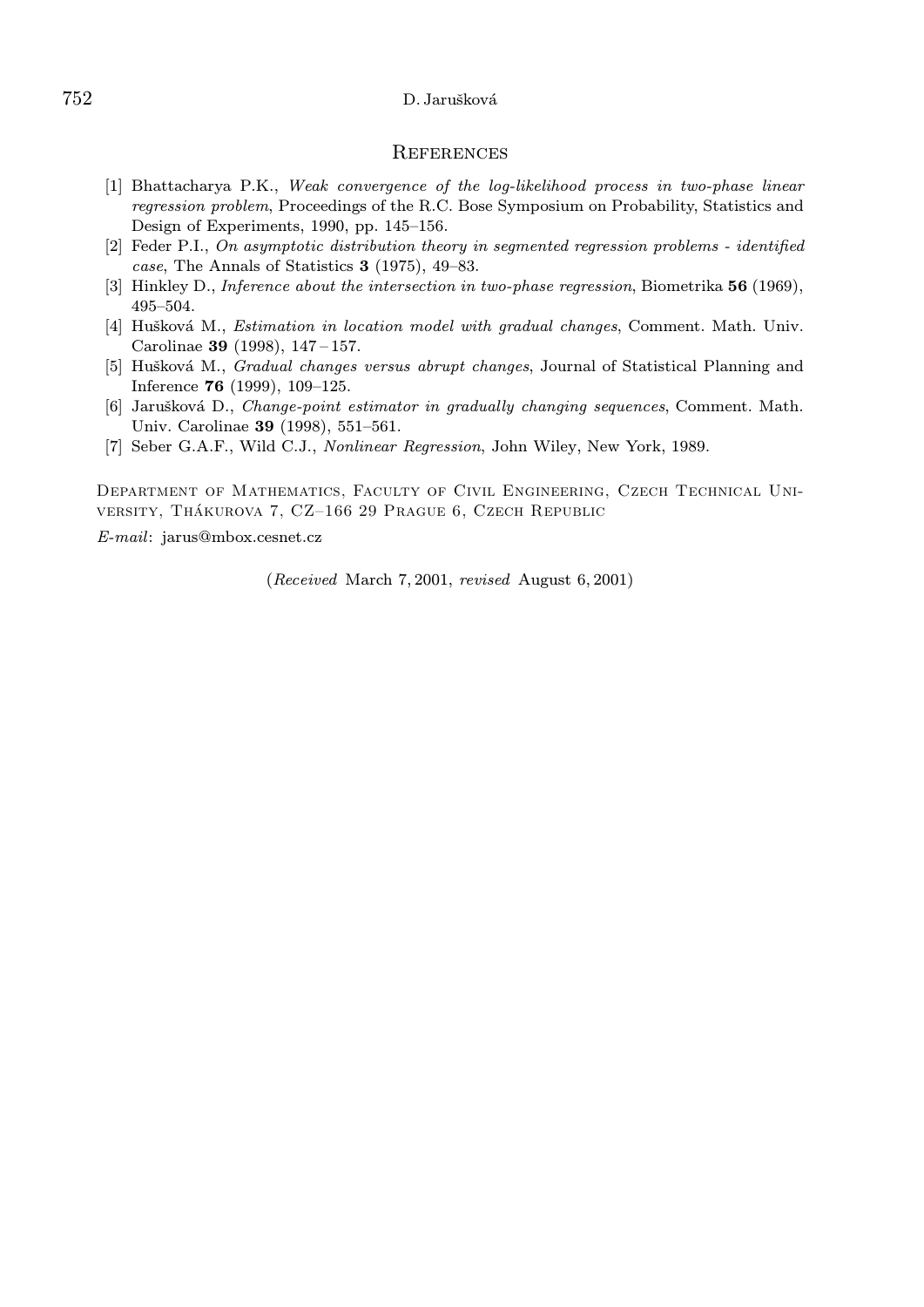## References

[1] Bhattacharya P.K., *Weak convergence of the log-likelihood process in two-phase linear regression problem*, Proceedings of the R.C. Bose Symposium on Probability, Statistics and Design of Experiments, 1990, pp. 145–156.

[2] Feder P.I., *On asymptotic distribution theory in segmented regression problems - identified case*, The Annals of Statistics **3** (1975), 49–83.

[3] Hinkley D., *Inference about the intersection in two-phase regression*, Biometrika **56** (1969), 495–504.

[4] Hušková M., *Estimation in location model with gradual changes*, Comment. Math. Univ. Carolinae **39** (1998), 147 – 157.

[5] Hušková M., *Gradual changes versus abrupt changes*, Journal of Statistical Planning and Inference **76** (1999), 109–125.

[6] Jarušková D., *Change-point estimator in gradually changing sequences*, Comment. Math. Univ. Carolinae **39** (1998), 551–561.

[7] Seber G.A.F., Wild C.J., *Nonlinear Regression*, John Wiley, New York, 1989.

Department of Mathematics, Faculty of Civil Engineering, Czech Technical University, Thákurova 7, CZ–166 29 Prague 6, Czech Republic

*E-mail*: jarus@mbox.cesnet.cz

(*Received* March 7, 2001, *revised* August 6, 2001)